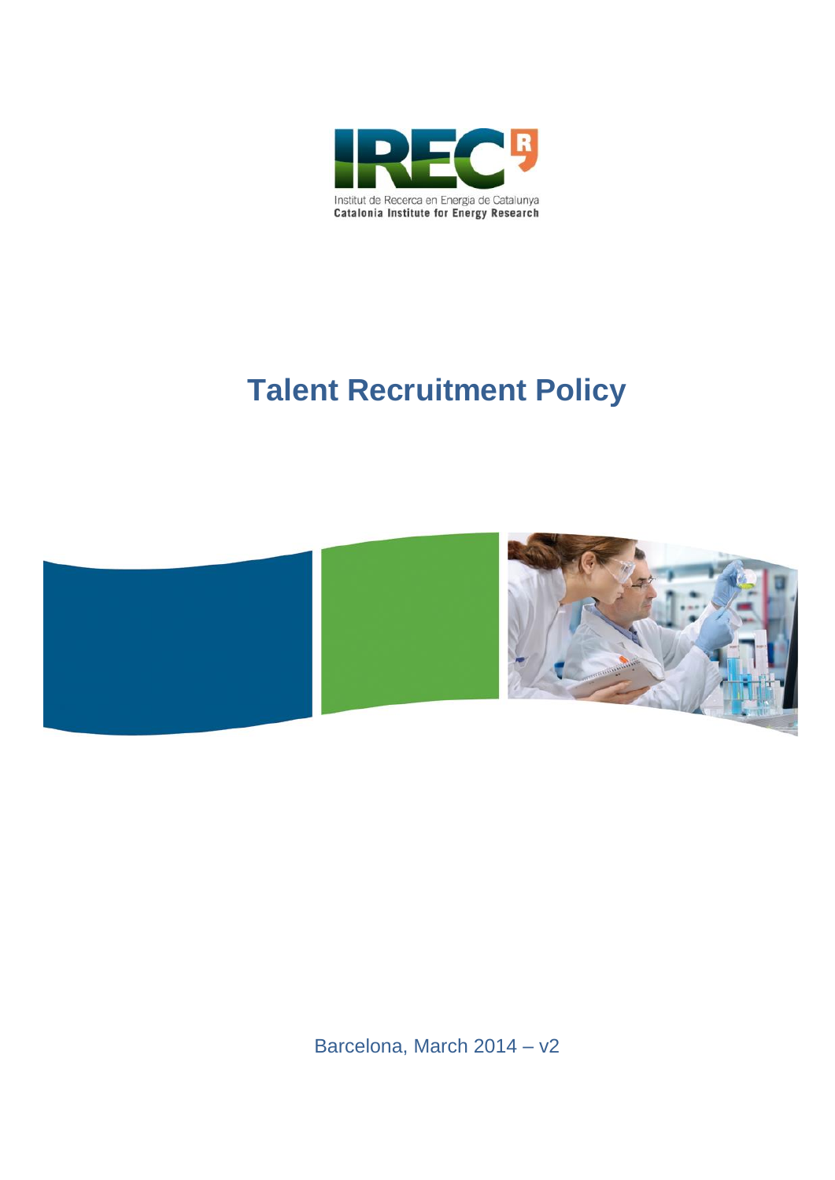Institut de Recerca en Energia de Catalunya
Catalonia Institute for Energy Research

# Talent Recruitment Policy

Barcelona, March 2014 – v2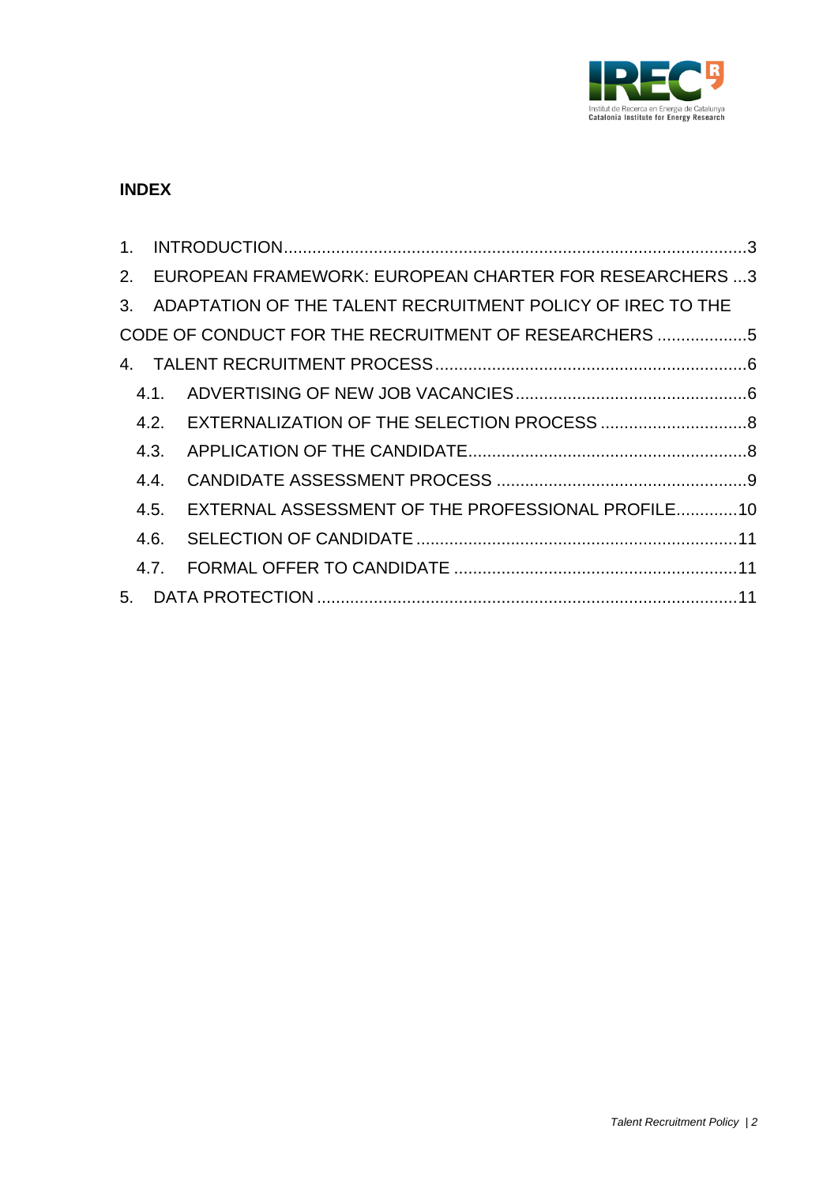## INDEX

1. INTRODUCTION ..................................................................................................3
2. EUROPEAN FRAMEWORK: EUROPEAN CHARTER FOR RESEARCHERS ...3
3. ADAPTATION OF THE TALENT RECRUITMENT POLICY OF IREC TO THE CODE OF CONDUCT FOR THE RECRUITMENT OF RESEARCHERS ...................5
4. TALENT RECRUITMENT PROCESS ..................................................................6
   - 4.1. ADVERTISING OF NEW JOB VACANCIES .................................................6
   - 4.2. EXTERNALIZATION OF THE SELECTION PROCESS ...............................8
   - 4.3. APPLICATION OF THE CANDIDATE ..........................................................8
   - 4.4. CANDIDATE ASSESSMENT PROCESS .....................................................9
   - 4.5. EXTERNAL ASSESSMENT OF THE PROFESSIONAL PROFILE.............10
   - 4.6. SELECTION OF CANDIDATE ...................................................................11
   - 4.7. FORMAL OFFER TO CANDIDATE ...........................................................11
5. DATA PROTECTION .......................................................................................11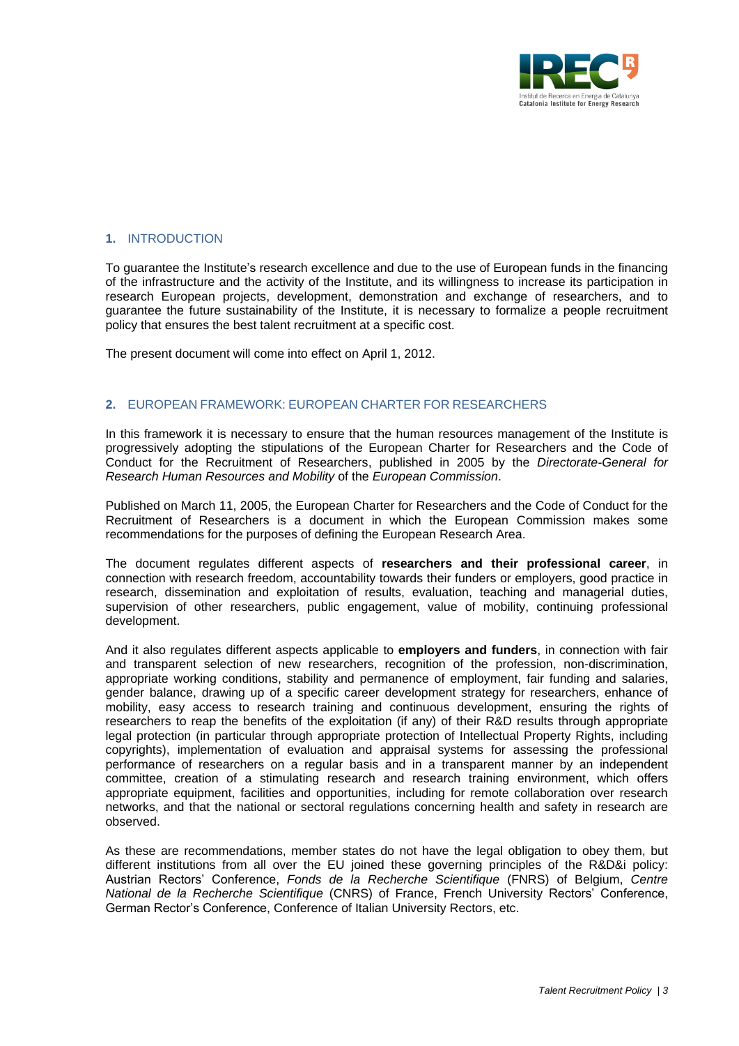## 1. INTRODUCTION

To guarantee the Institute's research excellence and due to the use of European funds in the financing of the infrastructure and the activity of the Institute, and its willingness to increase its participation in research European projects, development, demonstration and exchange of researchers, and to guarantee the future sustainability of the Institute, it is necessary to formalize a people recruitment policy that ensures the best talent recruitment at a specific cost.

The present document will come into effect on April 1, 2012.

## 2. EUROPEAN FRAMEWORK: EUROPEAN CHARTER FOR RESEARCHERS

In this framework it is necessary to ensure that the human resources management of the Institute is progressively adopting the stipulations of the European Charter for Researchers and the Code of Conduct for the Recruitment of Researchers, published in 2005 by the *Directorate-General for Research Human Resources and Mobility* of the *European Commission*.

Published on March 11, 2005, the European Charter for Researchers and the Code of Conduct for the Recruitment of Researchers is a document in which the European Commission makes some recommendations for the purposes of defining the European Research Area.

The document regulates different aspects of **researchers and their professional career**, in connection with research freedom, accountability towards their funders or employers, good practice in research, dissemination and exploitation of results, evaluation, teaching and managerial duties, supervision of other researchers, public engagement, value of mobility, continuing professional development.

And it also regulates different aspects applicable to **employers and funders**, in connection with fair and transparent selection of new researchers, recognition of the profession, non-discrimination, appropriate working conditions, stability and permanence of employment, fair funding and salaries, gender balance, drawing up of a specific career development strategy for researchers, enhance of mobility, easy access to research training and continuous development, ensuring the rights of researchers to reap the benefits of the exploitation (if any) of their R&D results through appropriate legal protection (in particular through appropriate protection of Intellectual Property Rights, including copyrights), implementation of evaluation and appraisal systems for assessing the professional performance of researchers on a regular basis and in a transparent manner by an independent committee, creation of a stimulating research and research training environment, which offers appropriate equipment, facilities and opportunities, including for remote collaboration over research networks, and that the national or sectoral regulations concerning health and safety in research are observed.

As these are recommendations, member states do not have the legal obligation to obey them, but different institutions from all over the EU joined these governing principles of the R&D&i policy: Austrian Rectors' Conference, *Fonds de la Recherche Scientifique* (FNRS) of Belgium, *Centre National de la Recherche Scientifique* (CNRS) of France, French University Rectors' Conference, German Rector's Conference, Conference of Italian University Rectors, etc.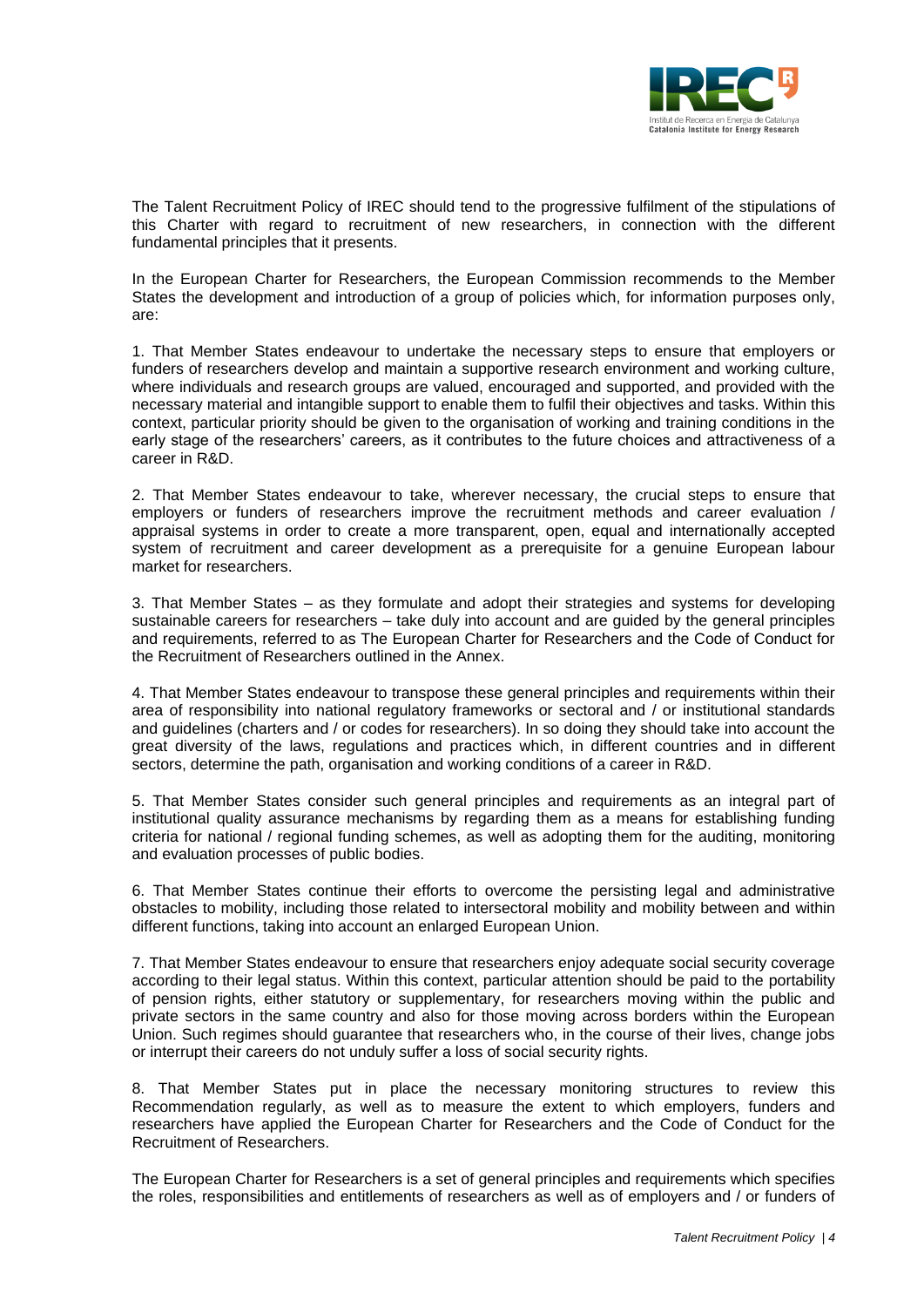The Talent Recruitment Policy of IREC should tend to the progressive fulfilment of the stipulations of this Charter with regard to recruitment of new researchers, in connection with the different fundamental principles that it presents.

In the European Charter for Researchers, the European Commission recommends to the Member States the development and introduction of a group of policies which, for information purposes only, are:

1. That Member States endeavour to undertake the necessary steps to ensure that employers or funders of researchers develop and maintain a supportive research environment and working culture, where individuals and research groups are valued, encouraged and supported, and provided with the necessary material and intangible support to enable them to fulfil their objectives and tasks. Within this context, particular priority should be given to the organisation of working and training conditions in the early stage of the researchers' careers, as it contributes to the future choices and attractiveness of a career in R&D.

2. That Member States endeavour to take, wherever necessary, the crucial steps to ensure that employers or funders of researchers improve the recruitment methods and career evaluation / appraisal systems in order to create a more transparent, open, equal and internationally accepted system of recruitment and career development as a prerequisite for a genuine European labour market for researchers.

3. That Member States – as they formulate and adopt their strategies and systems for developing sustainable careers for researchers – take duly into account and are guided by the general principles and requirements, referred to as The European Charter for Researchers and the Code of Conduct for the Recruitment of Researchers outlined in the Annex.

4. That Member States endeavour to transpose these general principles and requirements within their area of responsibility into national regulatory frameworks or sectoral and / or institutional standards and guidelines (charters and / or codes for researchers). In so doing they should take into account the great diversity of the laws, regulations and practices which, in different countries and in different sectors, determine the path, organisation and working conditions of a career in R&D.

5. That Member States consider such general principles and requirements as an integral part of institutional quality assurance mechanisms by regarding them as a means for establishing funding criteria for national / regional funding schemes, as well as adopting them for the auditing, monitoring and evaluation processes of public bodies.

6. That Member States continue their efforts to overcome the persisting legal and administrative obstacles to mobility, including those related to intersectoral mobility and mobility between and within different functions, taking into account an enlarged European Union.

7. That Member States endeavour to ensure that researchers enjoy adequate social security coverage according to their legal status. Within this context, particular attention should be paid to the portability of pension rights, either statutory or supplementary, for researchers moving within the public and private sectors in the same country and also for those moving across borders within the European Union. Such regimes should guarantee that researchers who, in the course of their lives, change jobs or interrupt their careers do not unduly suffer a loss of social security rights.

8. That Member States put in place the necessary monitoring structures to review this Recommendation regularly, as well as to measure the extent to which employers, funders and researchers have applied the European Charter for Researchers and the Code of Conduct for the Recruitment of Researchers.

The European Charter for Researchers is a set of general principles and requirements which specifies the roles, responsibilities and entitlements of researchers as well as of employers and / or funders of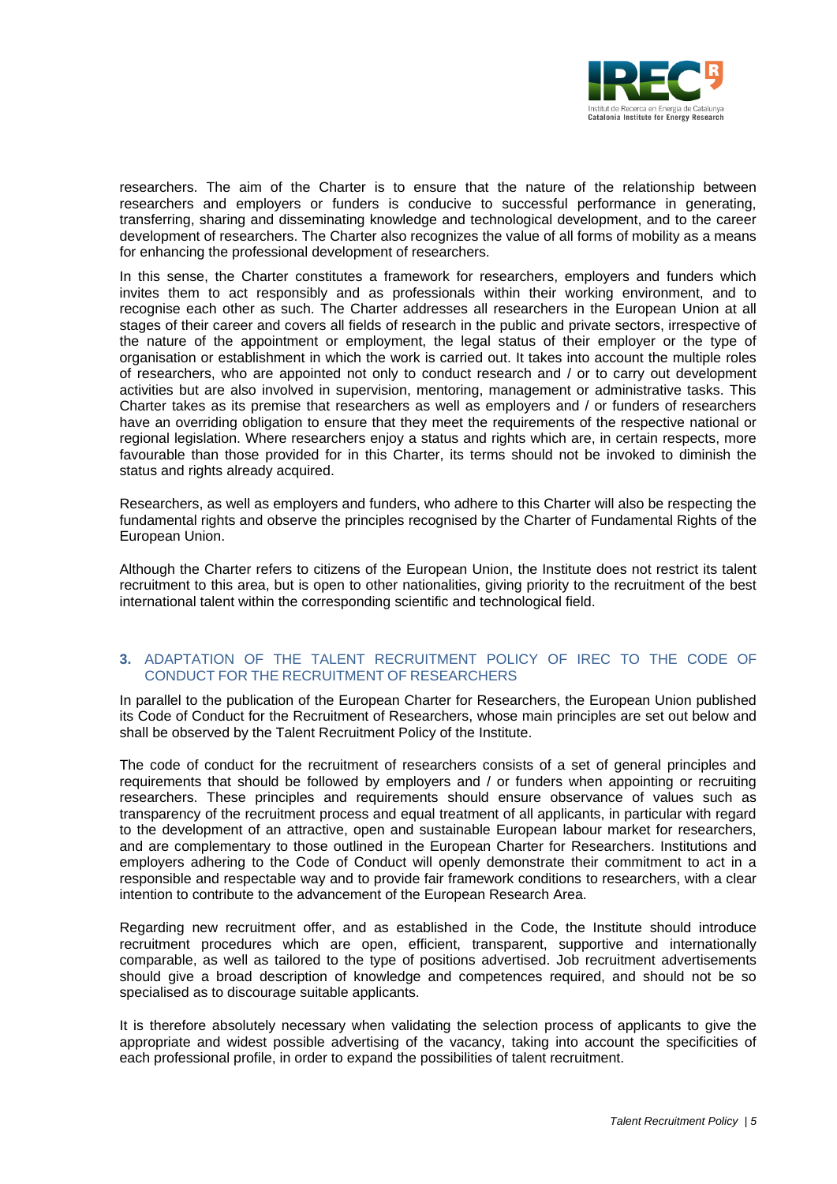researchers. The aim of the Charter is to ensure that the nature of the relationship between researchers and employers or funders is conducive to successful performance in generating, transferring, sharing and disseminating knowledge and technological development, and to the career development of researchers. The Charter also recognizes the value of all forms of mobility as a means for enhancing the professional development of researchers.

In this sense, the Charter constitutes a framework for researchers, employers and funders which invites them to act responsibly and as professionals within their working environment, and to recognise each other as such. The Charter addresses all researchers in the European Union at all stages of their career and covers all fields of research in the public and private sectors, irrespective of the nature of the appointment or employment, the legal status of their employer or the type of organisation or establishment in which the work is carried out. It takes into account the multiple roles of researchers, who are appointed not only to conduct research and / or to carry out development activities but are also involved in supervision, mentoring, management or administrative tasks. This Charter takes as its premise that researchers as well as employers and / or funders of researchers have an overriding obligation to ensure that they meet the requirements of the respective national or regional legislation. Where researchers enjoy a status and rights which are, in certain respects, more favourable than those provided for in this Charter, its terms should not be invoked to diminish the status and rights already acquired.

Researchers, as well as employers and funders, who adhere to this Charter will also be respecting the fundamental rights and observe the principles recognised by the Charter of Fundamental Rights of the European Union.

Although the Charter refers to citizens of the European Union, the Institute does not restrict its talent recruitment to this area, but is open to other nationalities, giving priority to the recruitment of the best international talent within the corresponding scientific and technological field.

## 3. ADAPTATION OF THE TALENT RECRUITMENT POLICY OF IREC TO THE CODE OF CONDUCT FOR THE RECRUITMENT OF RESEARCHERS

In parallel to the publication of the European Charter for Researchers, the European Union published its Code of Conduct for the Recruitment of Researchers, whose main principles are set out below and shall be observed by the Talent Recruitment Policy of the Institute.

The code of conduct for the recruitment of researchers consists of a set of general principles and requirements that should be followed by employers and / or funders when appointing or recruiting researchers. These principles and requirements should ensure observance of values such as transparency of the recruitment process and equal treatment of all applicants, in particular with regard to the development of an attractive, open and sustainable European labour market for researchers, and are complementary to those outlined in the European Charter for Researchers. Institutions and employers adhering to the Code of Conduct will openly demonstrate their commitment to act in a responsible and respectable way and to provide fair framework conditions to researchers, with a clear intention to contribute to the advancement of the European Research Area.

Regarding new recruitment offer, and as established in the Code, the Institute should introduce recruitment procedures which are open, efficient, transparent, supportive and internationally comparable, as well as tailored to the type of positions advertised. Job recruitment advertisements should give a broad description of knowledge and competences required, and should not be so specialised as to discourage suitable applicants.

It is therefore absolutely necessary when validating the selection process of applicants to give the appropriate and widest possible advertising of the vacancy, taking into account the specificities of each professional profile, in order to expand the possibilities of talent recruitment.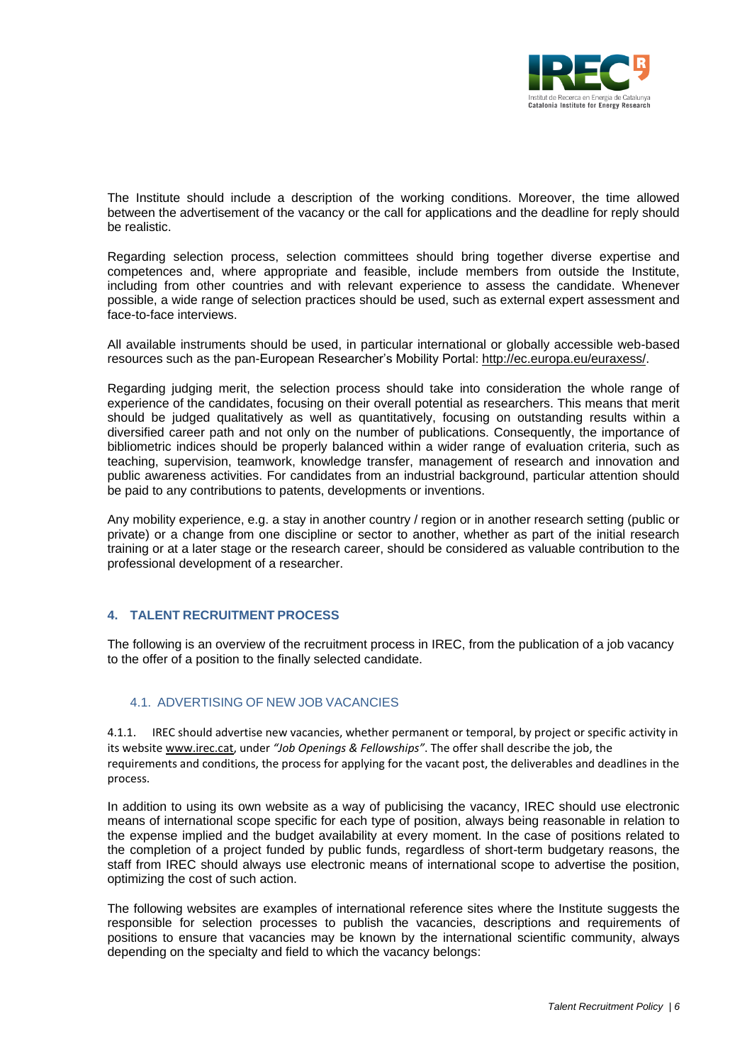The Institute should include a description of the working conditions. Moreover, the time allowed between the advertisement of the vacancy or the call for applications and the deadline for reply should be realistic.

Regarding selection process, selection committees should bring together diverse expertise and competences and, where appropriate and feasible, include members from outside the Institute, including from other countries and with relevant experience to assess the candidate. Whenever possible, a wide range of selection practices should be used, such as external expert assessment and face-to-face interviews.

All available instruments should be used, in particular international or globally accessible web-based resources such as the pan-European Researcher's Mobility Portal: http://ec.europa.eu/euraxess/.

Regarding judging merit, the selection process should take into consideration the whole range of experience of the candidates, focusing on their overall potential as researchers. This means that merit should be judged qualitatively as well as quantitatively, focusing on outstanding results within a diversified career path and not only on the number of publications. Consequently, the importance of bibliometric indices should be properly balanced within a wider range of evaluation criteria, such as teaching, supervision, teamwork, knowledge transfer, management of research and innovation and public awareness activities. For candidates from an industrial background, particular attention should be paid to any contributions to patents, developments or inventions.

Any mobility experience, e.g. a stay in another country / region or in another research setting (public or private) or a change from one discipline or sector to another, whether as part of the initial research training or at a later stage or the research career, should be considered as valuable contribution to the professional development of a researcher.

## 4. TALENT RECRUITMENT PROCESS

The following is an overview of the recruitment process in IREC, from the publication of a job vacancy to the offer of a position to the finally selected candidate.

### 4.1. ADVERTISING OF NEW JOB VACANCIES

4.1.1. IREC should advertise new vacancies, whether permanent or temporal, by project or specific activity in its website www.irec.cat, under *"Job Openings & Fellowships"*. The offer shall describe the job, the requirements and conditions, the process for applying for the vacant post, the deliverables and deadlines in the process.

In addition to using its own website as a way of publicising the vacancy, IREC should use electronic means of international scope specific for each type of position, always being reasonable in relation to the expense implied and the budget availability at every moment. In the case of positions related to the completion of a project funded by public funds, regardless of short-term budgetary reasons, the staff from IREC should always use electronic means of international scope to advertise the position, optimizing the cost of such action.

The following websites are examples of international reference sites where the Institute suggests the responsible for selection processes to publish the vacancies, descriptions and requirements of positions to ensure that vacancies may be known by the international scientific community, always depending on the specialty and field to which the vacancy belongs: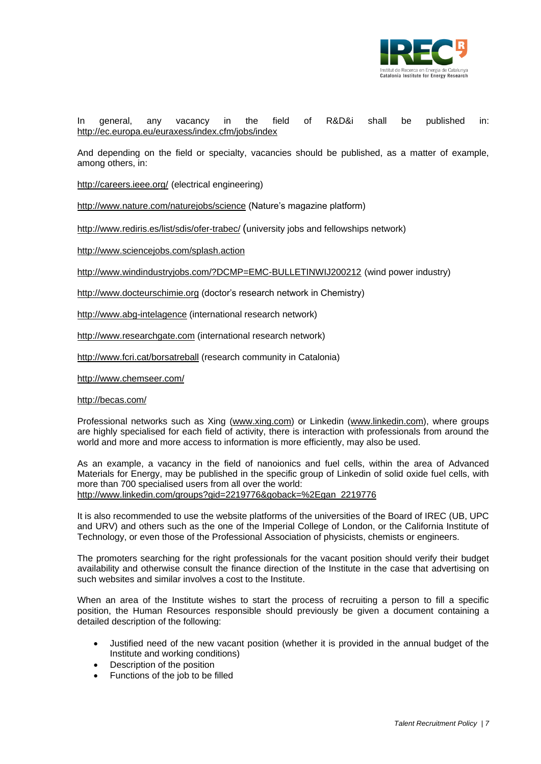In general, any vacancy in the field of R&D&i shall be published in: http://ec.europa.eu/euraxess/index.cfm/jobs/index

And depending on the field or specialty, vacancies should be published, as a matter of example, among others, in:

http://careers.ieee.org/ (electrical engineering)

http://www.nature.com/naturejobs/science (Nature's magazine platform)

http://www.rediris.es/list/sdis/ofer-trabec/ (university jobs and fellowships network)

http://www.sciencejobs.com/splash.action

http://www.windindustryjobs.com/?DCMP=EMC-BULLETINWIJ200212 (wind power industry)

http://www.docteurschimie.org (doctor's research network in Chemistry)

http://www.abg-intelagence (international research network)

http://www.researchgate.com (international research network)

http://www.fcri.cat/borsatreball (research community in Catalonia)

http://www.chemseer.com/

http://becas.com/

Professional networks such as Xing (www.xing.com) or Linkedin (www.linkedin.com), where groups are highly specialised for each field of activity, there is interaction with professionals from around the world and more and more access to information is more efficiently, may also be used.

As an example, a vacancy in the field of nanoionics and fuel cells, within the area of Advanced Materials for Energy, may be published in the specific group of Linkedin of solid oxide fuel cells, with more than 700 specialised users from all over the world: http://www.linkedin.com/groups?gid=2219776&goback=%2Egan_2219776

It is also recommended to use the website platforms of the universities of the Board of IREC (UB, UPC and URV) and others such as the one of the Imperial College of London, or the California Institute of Technology, or even those of the Professional Association of physicists, chemists or engineers.

The promoters searching for the right professionals for the vacant position should verify their budget availability and otherwise consult the finance direction of the Institute in the case that advertising on such websites and similar involves a cost to the Institute.

When an area of the Institute wishes to start the process of recruiting a person to fill a specific position, the Human Resources responsible should previously be given a document containing a detailed description of the following:

- Justified need of the new vacant position (whether it is provided in the annual budget of the Institute and working conditions)
- Description of the position
- Functions of the job to be filled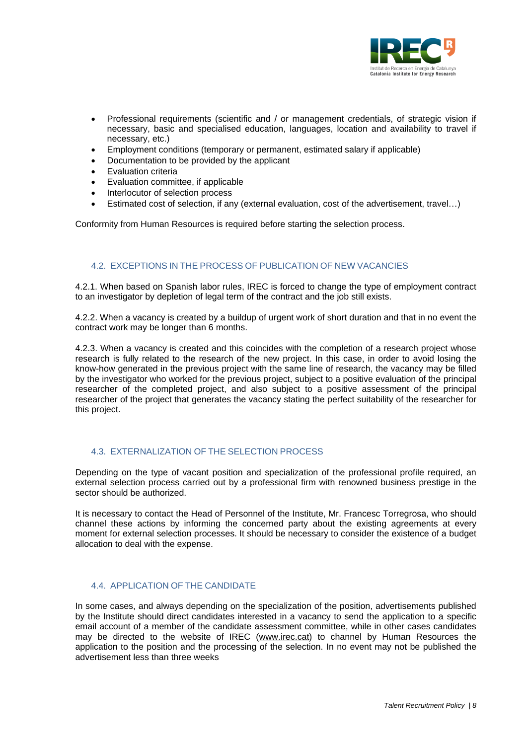- Professional requirements (scientific and / or management credentials, of strategic vision if necessary, basic and specialised education, languages, location and availability to travel if necessary, etc.)
- Employment conditions (temporary or permanent, estimated salary if applicable)
- Documentation to be provided by the applicant
- Evaluation criteria
- Evaluation committee, if applicable
- Interlocutor of selection process
- Estimated cost of selection, if any (external evaluation, cost of the advertisement, travel…)

Conformity from Human Resources is required before starting the selection process.

### 4.2. EXCEPTIONS IN THE PROCESS OF PUBLICATION OF NEW VACANCIES

4.2.1. When based on Spanish labor rules, IREC is forced to change the type of employment contract to an investigator by depletion of legal term of the contract and the job still exists.

4.2.2. When a vacancy is created by a buildup of urgent work of short duration and that in no event the contract work may be longer than 6 months.

4.2.3. When a vacancy is created and this coincides with the completion of a research project whose research is fully related to the research of the new project. In this case, in order to avoid losing the know-how generated in the previous project with the same line of research, the vacancy may be filled by the investigator who worked for the previous project, subject to a positive evaluation of the principal researcher of the completed project, and also subject to a positive assessment of the principal researcher of the project that generates the vacancy stating the perfect suitability of the researcher for this project.

### 4.3. EXTERNALIZATION OF THE SELECTION PROCESS

Depending on the type of vacant position and specialization of the professional profile required, an external selection process carried out by a professional firm with renowned business prestige in the sector should be authorized.

It is necessary to contact the Head of Personnel of the Institute, Mr. Francesc Torregrosa, who should channel these actions by informing the concerned party about the existing agreements at every moment for external selection processes. It should be necessary to consider the existence of a budget allocation to deal with the expense.

### 4.4. APPLICATION OF THE CANDIDATE

In some cases, and always depending on the specialization of the position, advertisements published by the Institute should direct candidates interested in a vacancy to send the application to a specific email account of a member of the candidate assessment committee, while in other cases candidates may be directed to the website of IREC (www.irec.cat) to channel by Human Resources the application to the position and the processing of the selection. In no event may not be published the advertisement less than three weeks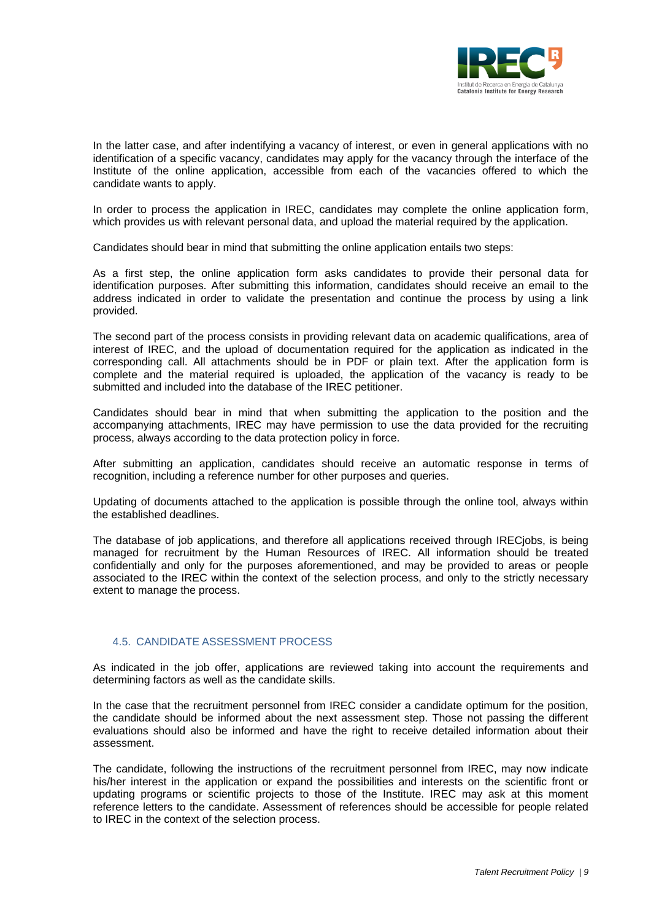In the latter case, and after indentifying a vacancy of interest, or even in general applications with no identification of a specific vacancy, candidates may apply for the vacancy through the interface of the Institute of the online application, accessible from each of the vacancies offered to which the candidate wants to apply.

In order to process the application in IREC, candidates may complete the online application form, which provides us with relevant personal data, and upload the material required by the application.

Candidates should bear in mind that submitting the online application entails two steps:

As a first step, the online application form asks candidates to provide their personal data for identification purposes. After submitting this information, candidates should receive an email to the address indicated in order to validate the presentation and continue the process by using a link provided.

The second part of the process consists in providing relevant data on academic qualifications, area of interest of IREC, and the upload of documentation required for the application as indicated in the corresponding call. All attachments should be in PDF or plain text. After the application form is complete and the material required is uploaded, the application of the vacancy is ready to be submitted and included into the database of the IREC petitioner.

Candidates should bear in mind that when submitting the application to the position and the accompanying attachments, IREC may have permission to use the data provided for the recruiting process, always according to the data protection policy in force.

After submitting an application, candidates should receive an automatic response in terms of recognition, including a reference number for other purposes and queries.

Updating of documents attached to the application is possible through the online tool, always within the established deadlines.

The database of job applications, and therefore all applications received through IRECjobs, is being managed for recruitment by the Human Resources of IREC. All information should be treated confidentially and only for the purposes aforementioned, and may be provided to areas or people associated to the IREC within the context of the selection process, and only to the strictly necessary extent to manage the process.

### 4.5. CANDIDATE ASSESSMENT PROCESS

As indicated in the job offer, applications are reviewed taking into account the requirements and determining factors as well as the candidate skills.

In the case that the recruitment personnel from IREC consider a candidate optimum for the position, the candidate should be informed about the next assessment step. Those not passing the different evaluations should also be informed and have the right to receive detailed information about their assessment.

The candidate, following the instructions of the recruitment personnel from IREC, may now indicate his/her interest in the application or expand the possibilities and interests on the scientific front or updating programs or scientific projects to those of the Institute. IREC may ask at this moment reference letters to the candidate. Assessment of references should be accessible for people related to IREC in the context of the selection process.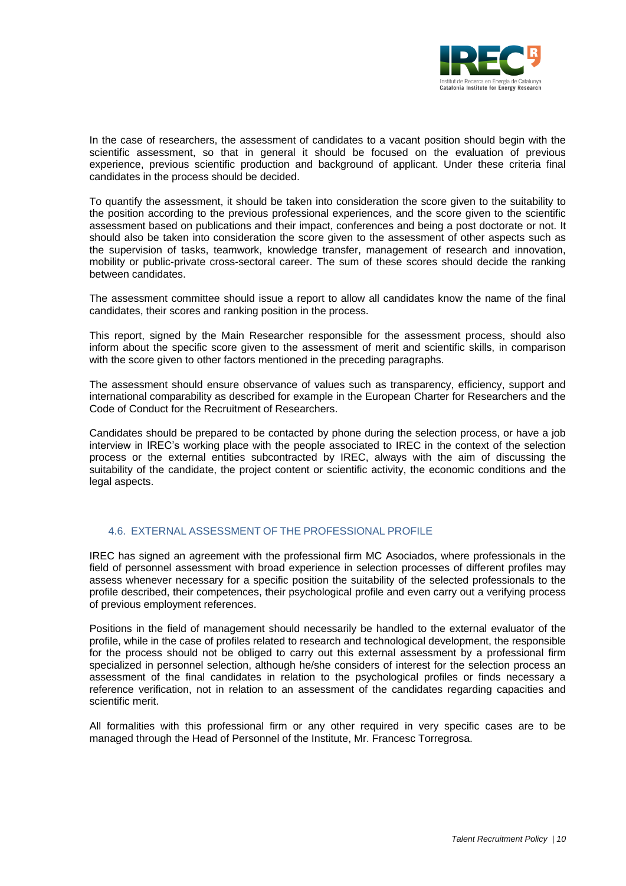In the case of researchers, the assessment of candidates to a vacant position should begin with the scientific assessment, so that in general it should be focused on the evaluation of previous experience, previous scientific production and background of applicant. Under these criteria final candidates in the process should be decided.

To quantify the assessment, it should be taken into consideration the score given to the suitability to the position according to the previous professional experiences, and the score given to the scientific assessment based on publications and their impact, conferences and being a post doctorate or not. It should also be taken into consideration the score given to the assessment of other aspects such as the supervision of tasks, teamwork, knowledge transfer, management of research and innovation, mobility or public-private cross-sectoral career. The sum of these scores should decide the ranking between candidates.

The assessment committee should issue a report to allow all candidates know the name of the final candidates, their scores and ranking position in the process.

This report, signed by the Main Researcher responsible for the assessment process, should also inform about the specific score given to the assessment of merit and scientific skills, in comparison with the score given to other factors mentioned in the preceding paragraphs.

The assessment should ensure observance of values such as transparency, efficiency, support and international comparability as described for example in the European Charter for Researchers and the Code of Conduct for the Recruitment of Researchers.

Candidates should be prepared to be contacted by phone during the selection process, or have a job interview in IREC's working place with the people associated to IREC in the context of the selection process or the external entities subcontracted by IREC, always with the aim of discussing the suitability of the candidate, the project content or scientific activity, the economic conditions and the legal aspects.

### 4.6. EXTERNAL ASSESSMENT OF THE PROFESSIONAL PROFILE

IREC has signed an agreement with the professional firm MC Asociados, where professionals in the field of personnel assessment with broad experience in selection processes of different profiles may assess whenever necessary for a specific position the suitability of the selected professionals to the profile described, their competences, their psychological profile and even carry out a verifying process of previous employment references.

Positions in the field of management should necessarily be handled to the external evaluator of the profile, while in the case of profiles related to research and technological development, the responsible for the process should not be obliged to carry out this external assessment by a professional firm specialized in personnel selection, although he/she considers of interest for the selection process an assessment of the final candidates in relation to the psychological profiles or finds necessary a reference verification, not in relation to an assessment of the candidates regarding capacities and scientific merit.

All formalities with this professional firm or any other required in very specific cases are to be managed through the Head of Personnel of the Institute, Mr. Francesc Torregrosa.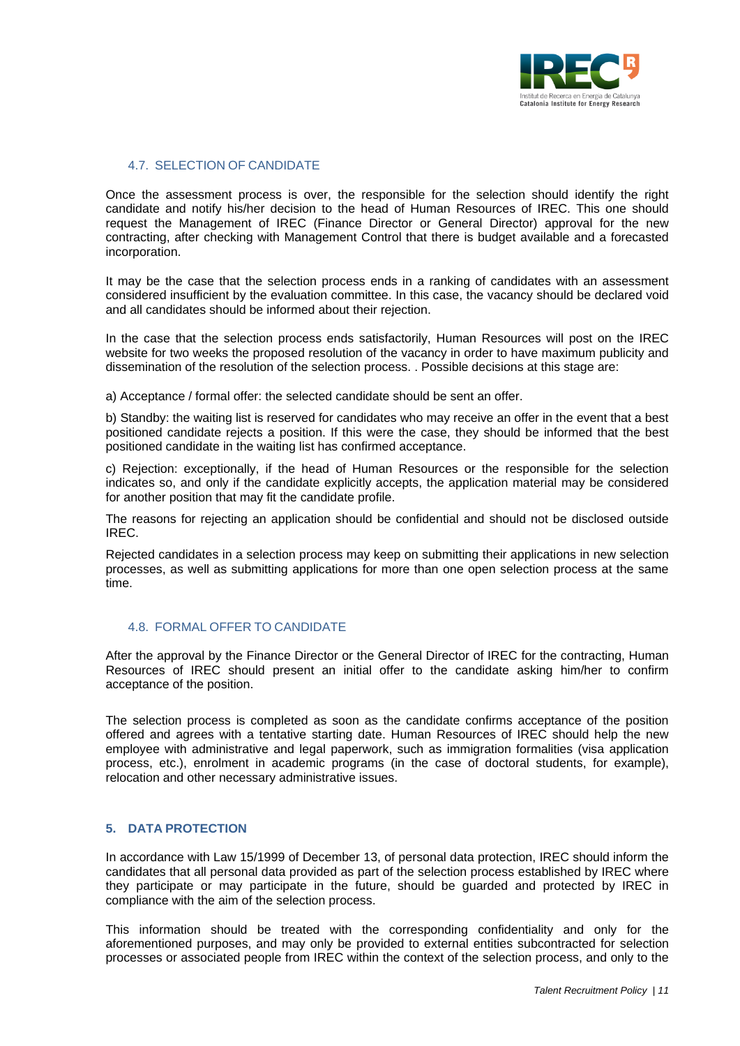### 4.7. SELECTION OF CANDIDATE

Once the assessment process is over, the responsible for the selection should identify the right candidate and notify his/her decision to the head of Human Resources of IREC. This one should request the Management of IREC (Finance Director or General Director) approval for the new contracting, after checking with Management Control that there is budget available and a forecasted incorporation.

It may be the case that the selection process ends in a ranking of candidates with an assessment considered insufficient by the evaluation committee. In this case, the vacancy should be declared void and all candidates should be informed about their rejection.

In the case that the selection process ends satisfactorily, Human Resources will post on the IREC website for two weeks the proposed resolution of the vacancy in order to have maximum publicity and dissemination of the resolution of the selection process. . Possible decisions at this stage are:

a) Acceptance / formal offer: the selected candidate should be sent an offer.

b) Standby: the waiting list is reserved for candidates who may receive an offer in the event that a best positioned candidate rejects a position. If this were the case, they should be informed that the best positioned candidate in the waiting list has confirmed acceptance.

c) Rejection: exceptionally, if the head of Human Resources or the responsible for the selection indicates so, and only if the candidate explicitly accepts, the application material may be considered for another position that may fit the candidate profile.

The reasons for rejecting an application should be confidential and should not be disclosed outside IREC.

Rejected candidates in a selection process may keep on submitting their applications in new selection processes, as well as submitting applications for more than one open selection process at the same time.

### 4.8. FORMAL OFFER TO CANDIDATE

After the approval by the Finance Director or the General Director of IREC for the contracting, Human Resources of IREC should present an initial offer to the candidate asking him/her to confirm acceptance of the position.

The selection process is completed as soon as the candidate confirms acceptance of the position offered and agrees with a tentative starting date. Human Resources of IREC should help the new employee with administrative and legal paperwork, such as immigration formalities (visa application process, etc.), enrolment in academic programs (in the case of doctoral students, for example), relocation and other necessary administrative issues.

## 5. DATA PROTECTION

In accordance with Law 15/1999 of December 13, of personal data protection, IREC should inform the candidates that all personal data provided as part of the selection process established by IREC where they participate or may participate in the future, should be guarded and protected by IREC in compliance with the aim of the selection process.

This information should be treated with the corresponding confidentiality and only for the aforementioned purposes, and may only be provided to external entities subcontracted for selection processes or associated people from IREC within the context of the selection process, and only to the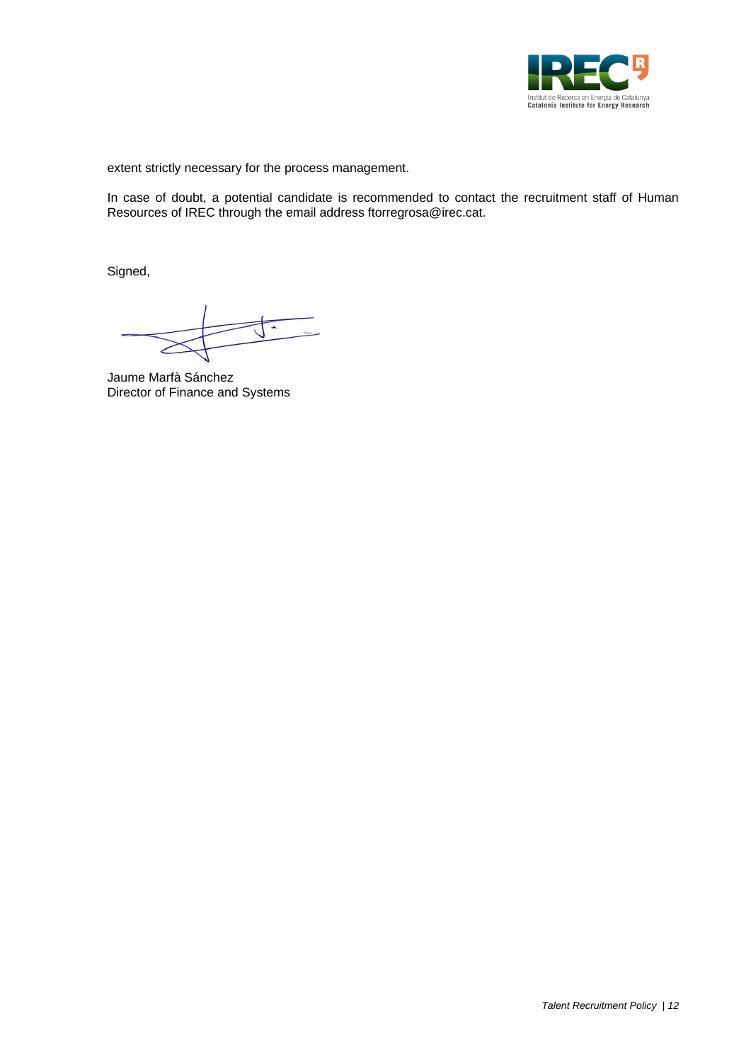extent strictly necessary for the process management.

In case of doubt, a potential candidate is recommended to contact the recruitment staff of Human Resources of IREC through the email address ftorregrosa@irec.cat.

Signed,

Jaume Marfà Sánchez  
Director of Finance and Systems